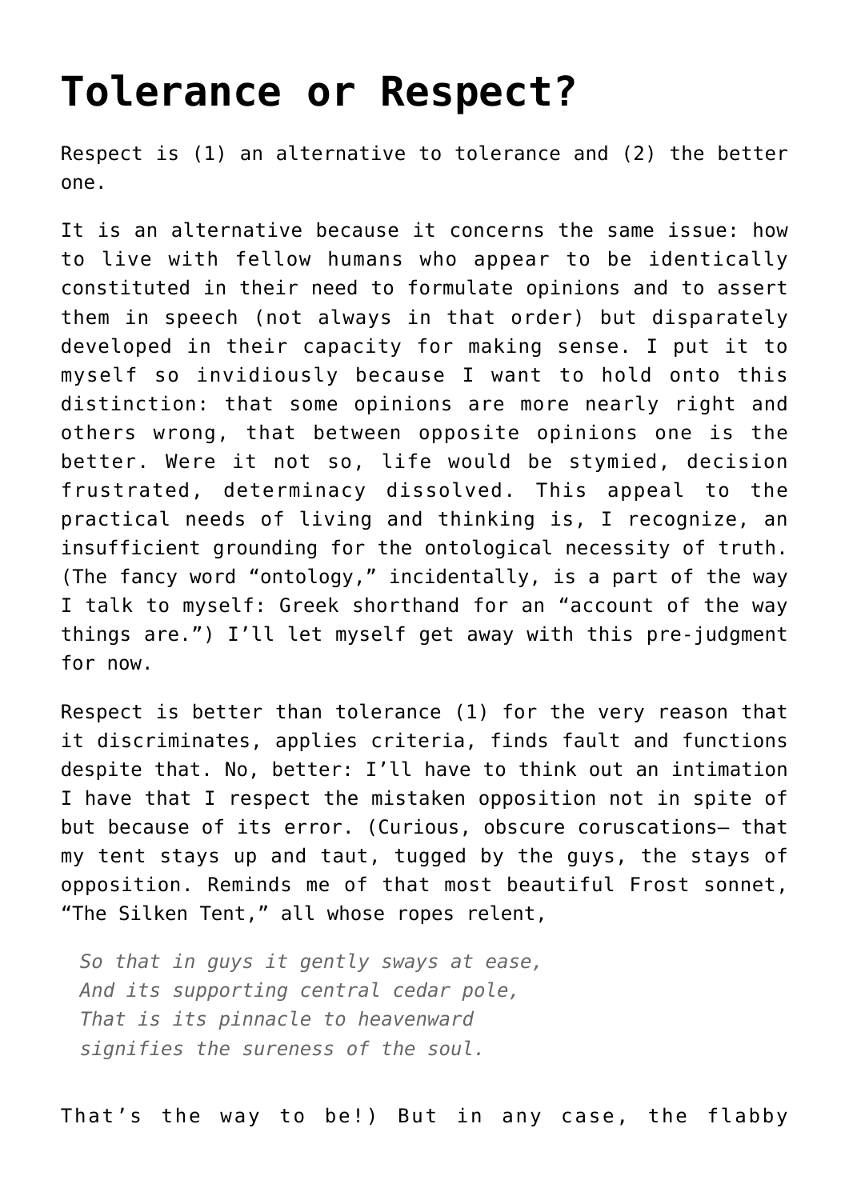# Tolerance or Respect?

Respect is (1) an alternative to tolerance and (2) the better one.

It is an alternative because it concerns the same issue: how to live with fellow humans who appear to be identically constituted in their need to formulate opinions and to assert them in speech (not always in that order) but disparately developed in their capacity for making sense. I put it to myself so invidiously because I want to hold onto this distinction: that some opinions are more nearly right and others wrong, that between opposite opinions one is the better. Were it not so, life would be stymied, decision frustrated, determinacy dissolved. This appeal to the practical needs of living and thinking is, I recognize, an insufficient grounding for the ontological necessity of truth. (The fancy word "ontology," incidentally, is a part of the way I talk to myself: Greek shorthand for an "account of the way things are.") I'll let myself get away with this pre-judgment for now.

Respect is better than tolerance (1) for the very reason that it discriminates, applies criteria, finds fault and functions despite that. No, better: I'll have to think out an intimation I have that I respect the mistaken opposition not in spite of but because of its error. (Curious, obscure coruscations— that my tent stays up and taut, tugged by the guys, the stays of opposition. Reminds me of that most beautiful Frost sonnet, "The Silken Tent," all whose ropes relent,

> *So that in guys it gently sways at ease,*
> *And its supporting central cedar pole,*
> *That is its pinnacle to heavenward*
> *signifies the sureness of the soul.*

That's the way to be!) But in any case, the flabby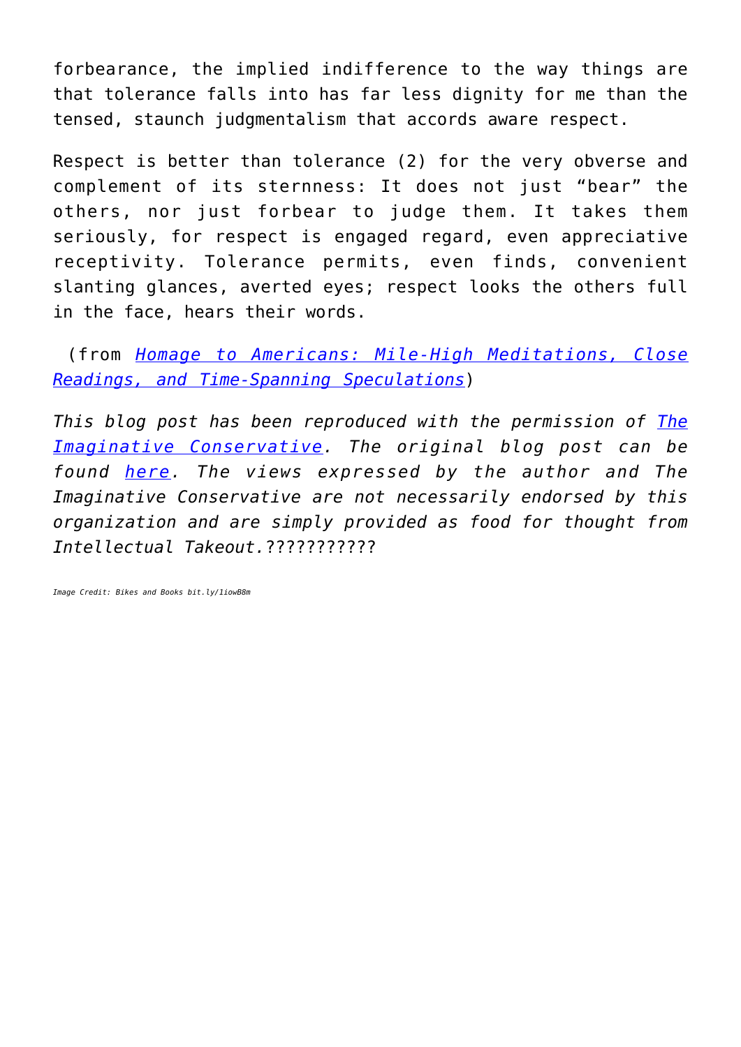forbearance, the implied indifference to the way things are that tolerance falls into has far less dignity for me than the tensed, staunch judgmentalism that accords aware respect.

Respect is better than tolerance (2) for the very obverse and complement of its sternness: It does not just "bear" the others, nor just forbear to judge them. It takes them seriously, for respect is engaged regard, even appreciative receptivity. Tolerance permits, even finds, convenient slanting glances, averted eyes; respect looks the others full in the face, hears their words.

(from *Homage to Americans: Mile-High Meditations, Close Readings, and Time-Spanning Speculations*)

*This blog post has been reproduced with the permission of The Imaginative Conservative. The original blog post can be found here. The views expressed by the author and The Imaginative Conservative are not necessarily endorsed by this organization and are simply provided as food for thought from Intellectual Takeout.*???????????

*Image Credit: Bikes and Books bit.ly/1iowB8m*